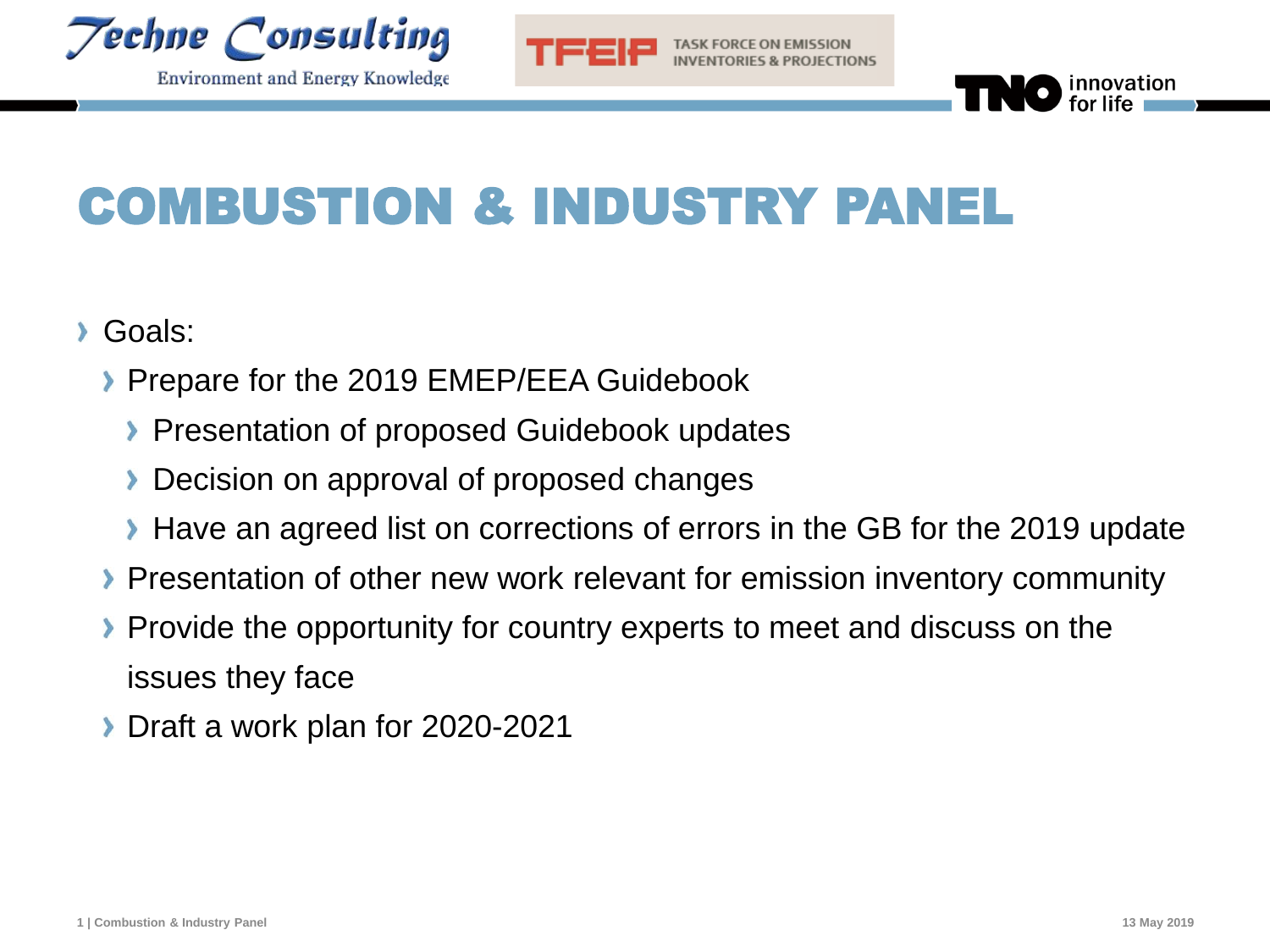# COMBUSTION & INDUSTRY PANEL

- Goals:
  - Prepare for the 2019 EMEP/EEA Guidebook
    - Presentation of proposed Guidebook updates
    - Decision on approval of proposed changes
    - Have an agreed list on corrections of errors in the GB for the 2019 update
  - Presentation of other new work relevant for emission inventory community
  - Provide the opportunity for country experts to meet and discuss on the issues they face
  - Draft a work plan for 2020-2021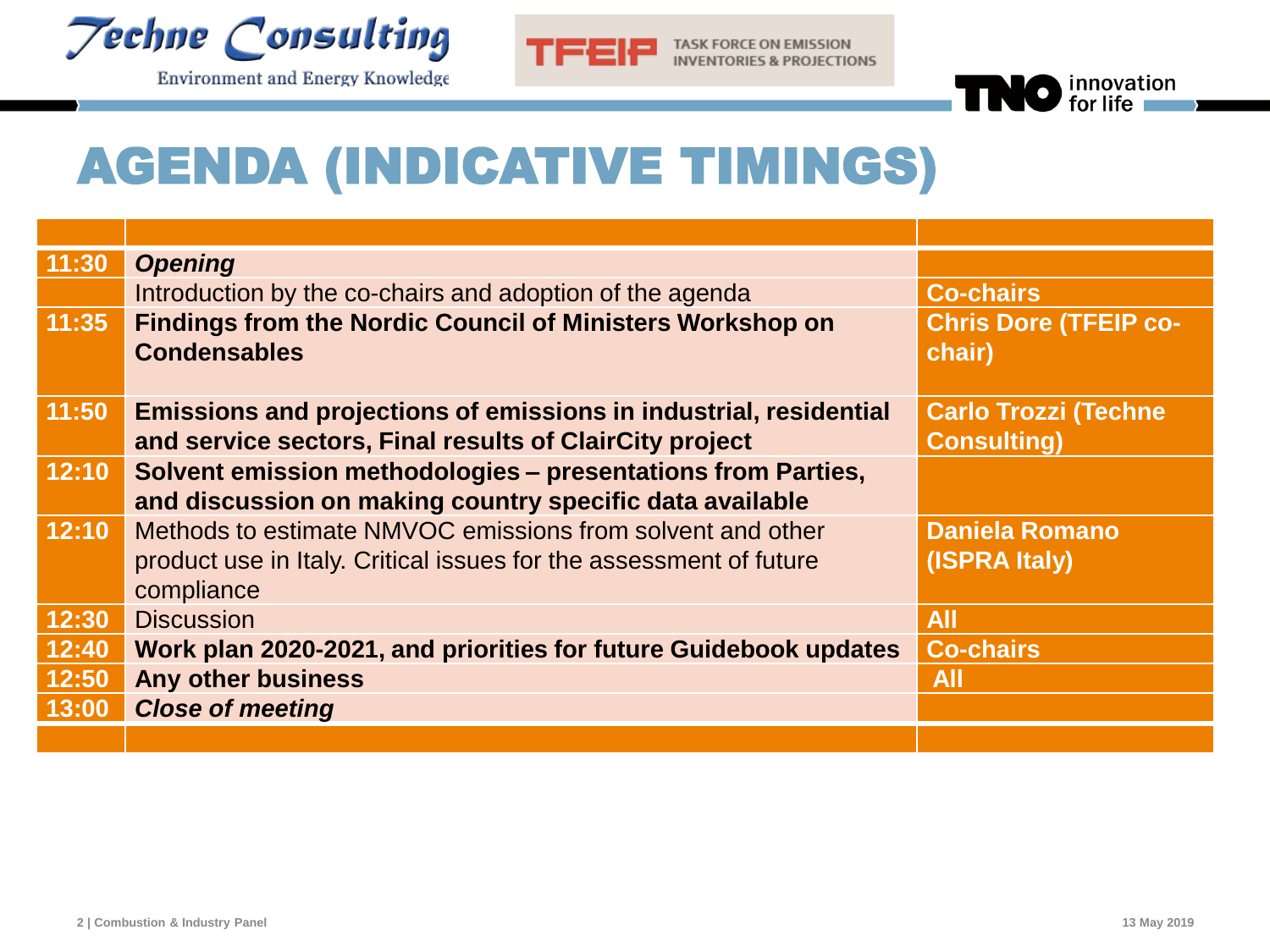# AGENDA (INDICATIVE TIMINGS)

| | | |
|---|---|---|
| 11:30 | ***Opening*** | |
| | Introduction by the co-chairs and adoption of the agenda | **Co-chairs** |
| 11:35 | **Findings from the Nordic Council of Ministers Workshop on Condensables** | **Chris Dore (TFEIP co-chair)** |
| 11:50 | **Emissions and projections of emissions in industrial, residential and service sectors, Final results of ClairCity project** | **Carlo Trozzi (Techne Consulting)** |
| 12:10 | **Solvent emission methodologies – presentations from Parties, and discussion on making country specific data available** | |
| 12:10 | Methods to estimate NMVOC emissions from solvent and other product use in Italy. Critical issues for the assessment of future compliance | **Daniela Romano (ISPRA Italy)** |
| 12:30 | Discussion | **All** |
| 12:40 | **Work plan 2020-2021, and priorities for future Guidebook updates** | **Co-chairs** |
| 12:50 | **Any other business** | **All** |
| 13:00 | ***Close of meeting*** | |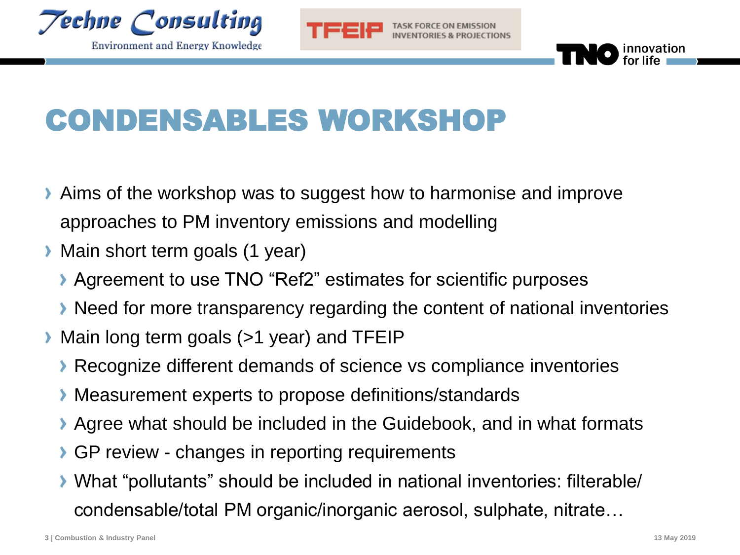# CONDENSABLES WORKSHOP

- Aims of the workshop was to suggest how to harmonise and improve approaches to PM inventory emissions and modelling
- Main short term goals (1 year)
  - Agreement to use TNO "Ref2" estimates for scientific purposes
  - Need for more transparency regarding the content of national inventories
- Main long term goals (>1 year) and TFEIP
  - Recognize different demands of science vs compliance inventories
  - Measurement experts to propose definitions/standards
  - Agree what should be included in the Guidebook, and in what formats
  - GP review - changes in reporting requirements
  - What "pollutants" should be included in national inventories: filterable/ condensable/total PM organic/inorganic aerosol, sulphate, nitrate…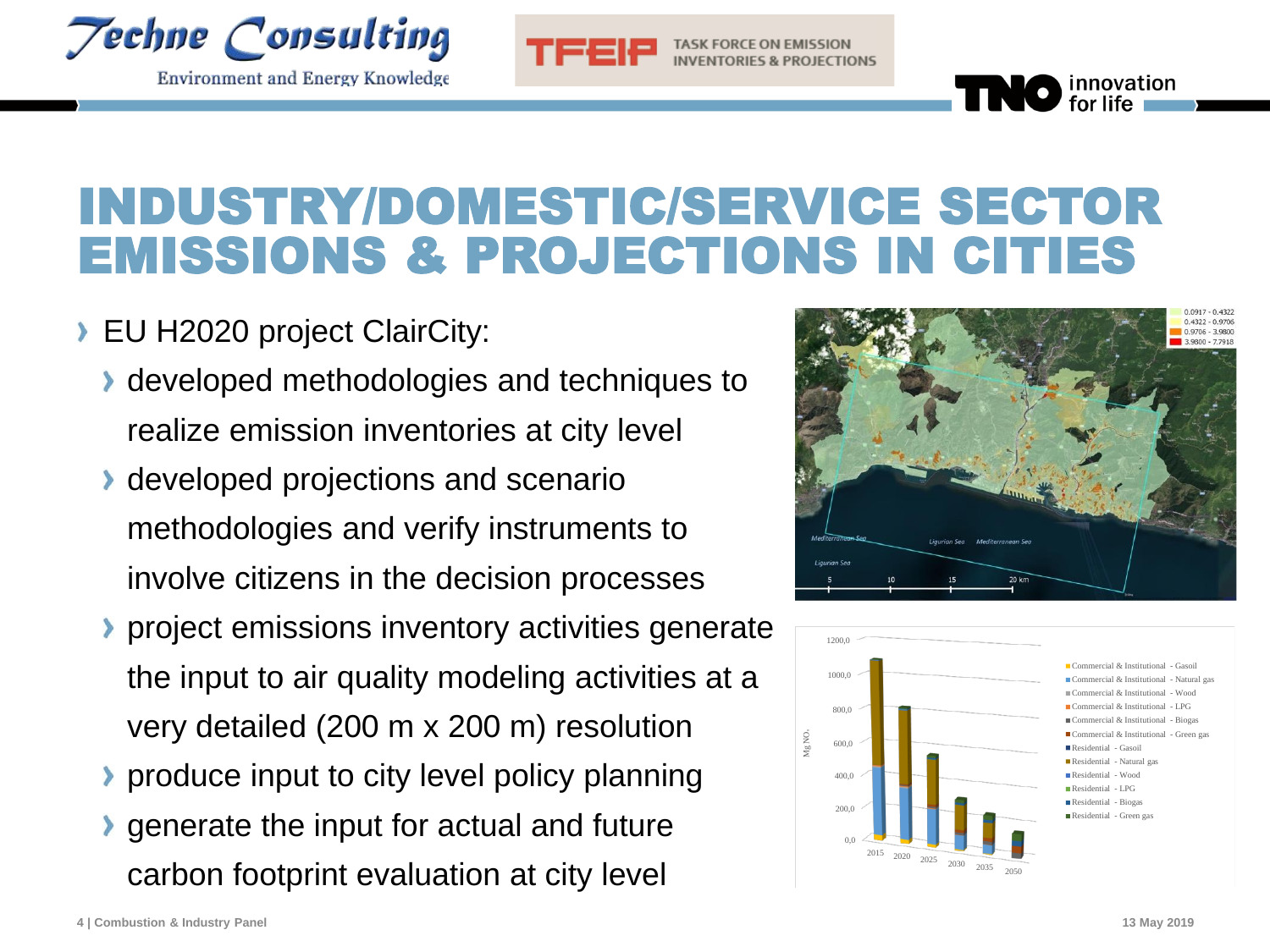# INDUSTRY/DOMESTIC/SERVICE SECTOR EMISSIONS & PROJECTIONS IN CITIES

- EU H2020 project ClairCity:
  - developed methodologies and techniques to realize emission inventories at city level
  - developed projections and scenario methodologies and verify instruments to involve citizens in the decision processes
  - project emissions inventory activities generate the input to air quality modeling activities at a very detailed (200 m x 200 m) resolution
  - produce input to city level policy planning
  - generate the input for actual and future carbon footprint evaluation at city level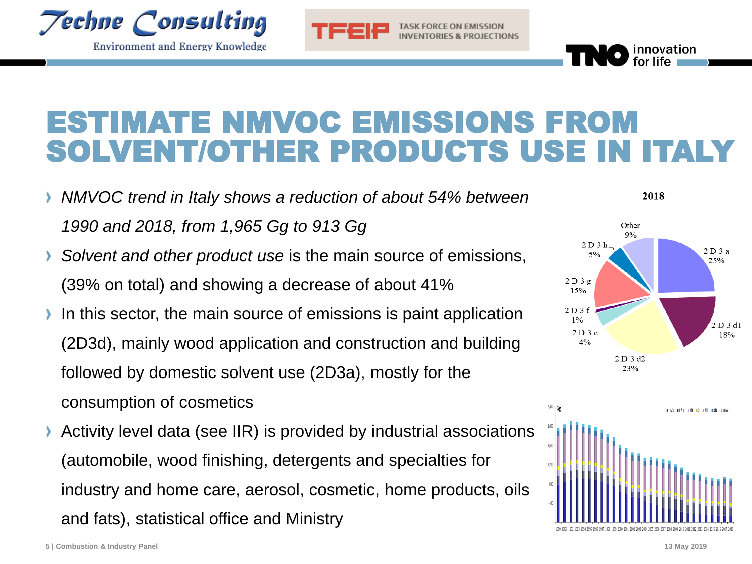# ESTIMATE NMVOC EMISSIONS FROM SOLVENT/OTHER PRODUCTS USE IN ITALY

- *NMVOC trend in Italy shows a reduction of about 54% between 1990 and 2018, from 1,965 Gg to 913 Gg*
- *Solvent and other product use* is the main source of emissions, (39% on total) and showing a decrease of about 41%
- In this sector, the main source of emissions is paint application (2D3d), mainly wood application and construction and building followed by domestic solvent use (2D3a), mostly for the consumption of cosmetics
- Activity level data (see IIR) is provided by industrial associations (automobile, wood finishing, detergents and specialties for industry and home care, aerosol, cosmetic, home products, oils and fats), statistical office and Ministry

**2018**

| Category | Share |
|---|---|
| 2 D 3 a | 25% |
| 2 D 3 d1 | 18% |
| 2 D 3 d2 | 23% |
| 2 D 3 e | 4% |
| 2 D 3 f | 1% |
| 2 D 3 g | 15% |
| 2 D 3 h | 5% |
| Other | 9% |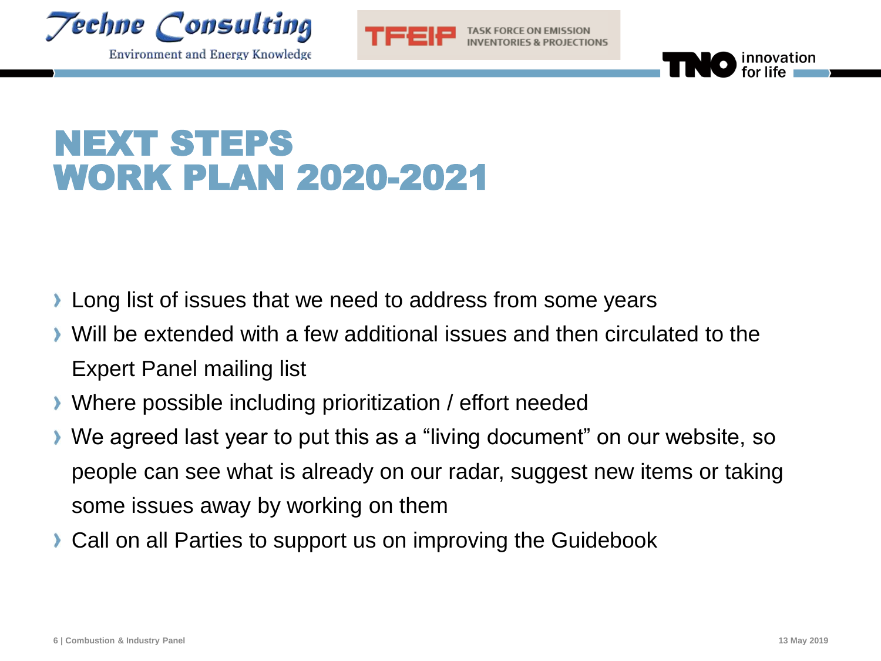# NEXT STEPS
# WORK PLAN 2020-2021

- Long list of issues that we need to address from some years
- Will be extended with a few additional issues and then circulated to the Expert Panel mailing list
- Where possible including prioritization / effort needed
- We agreed last year to put this as a “living document” on our website, so people can see what is already on our radar, suggest new items or taking some issues away by working on them
- Call on all Parties to support us on improving the Guidebook